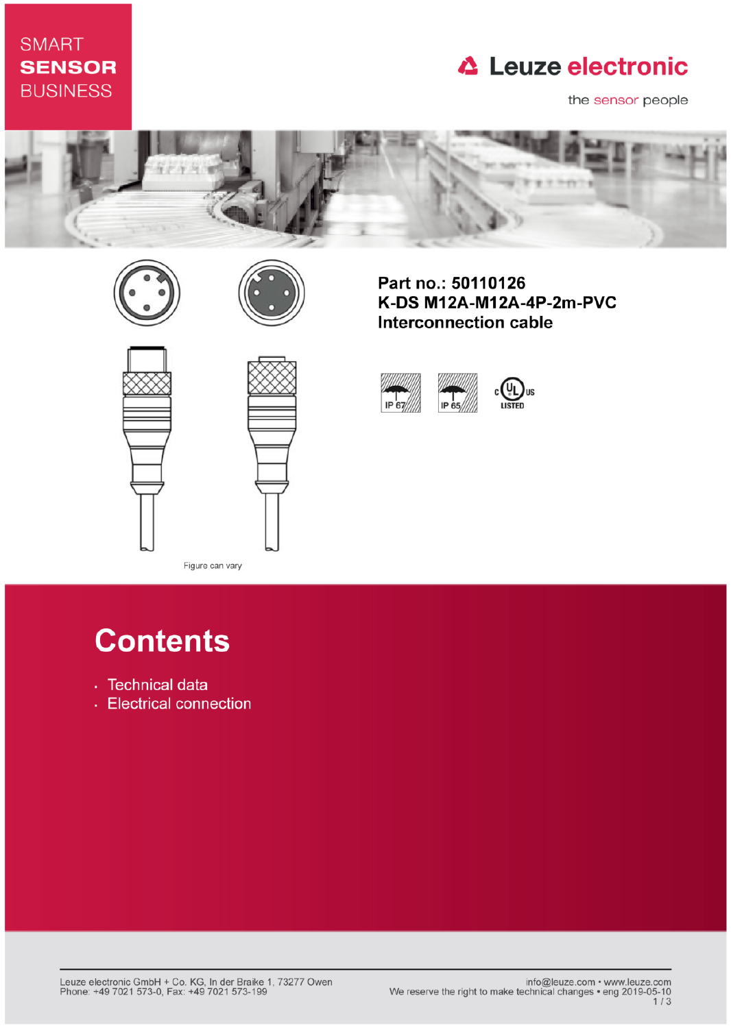SMART **SENSOR** BUSINESS

Leuze electronic

the sensor people

**Part no.: 50110126**
**K-DS M12A-M12A-4P-2m-PVC**
**Interconnection cable**

IP 67 IP 65 c UL us LISTED

Figure can vary

# Contents

- Technical data
- Electrical connection

Leuze electronic GmbH + Co. KG, In der Braike 1, 73277 Owen
Phone: +49 7021 573-0, Fax: +49 7021 573-199

info@leuze.com • www.leuze.com
We reserve the right to make technical changes • eng 2019-05-10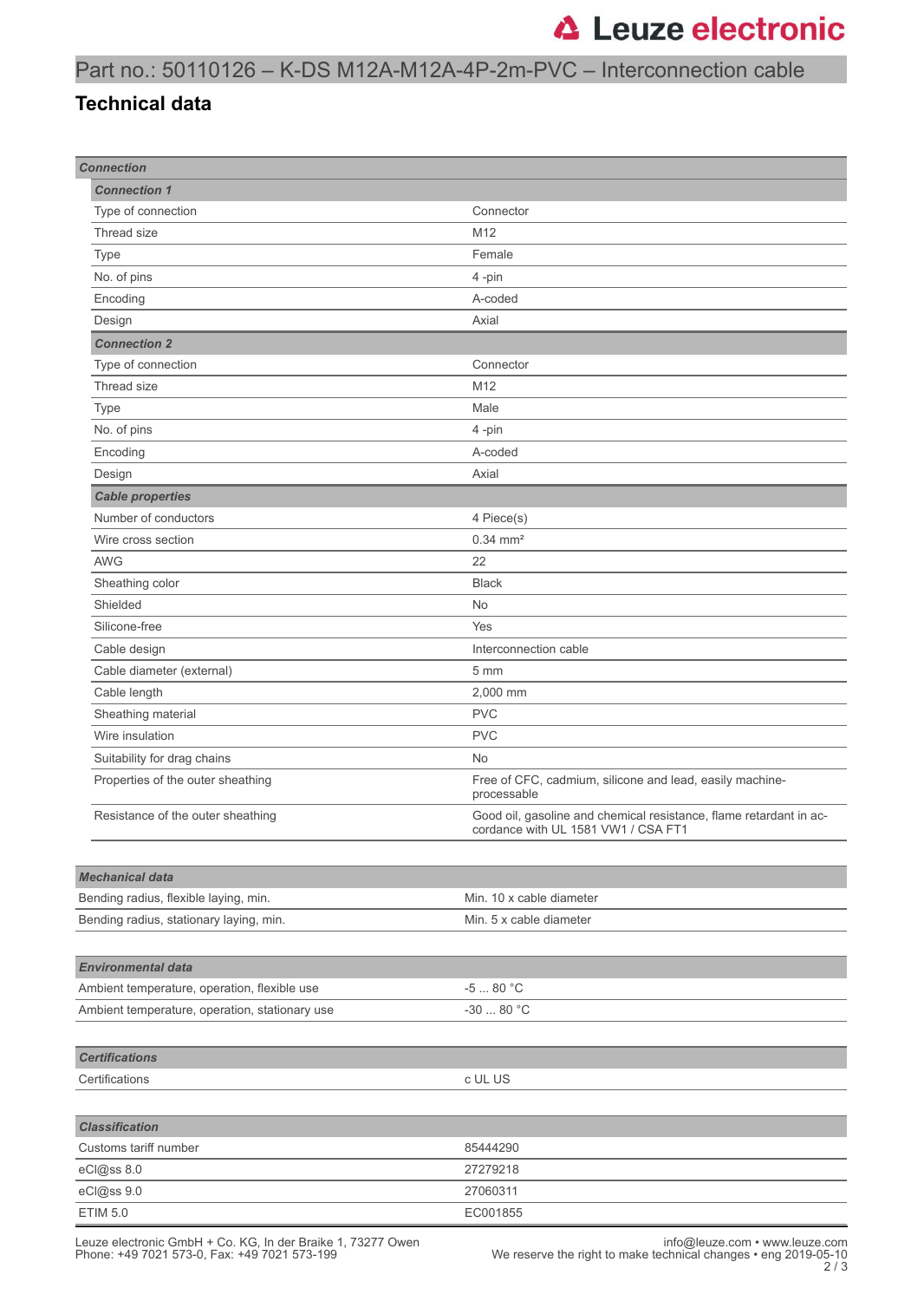# Part no.: 50110126 – K-DS M12A-M12A-4P-2m-PVC – Interconnection cable

## Technical data

| **Connection** | |
|---|---|
| ***Connection 1*** | |
| Type of connection | Connector |
| Thread size | M12 |
| Type | Female |
| No. of pins | 4 -pin |
| Encoding | A-coded |
| Design | Axial |
| ***Connection 2*** | |
| Type of connection | Connector |
| Thread size | M12 |
| Type | Male |
| No. of pins | 4 -pin |
| Encoding | A-coded |
| Design | Axial |
| ***Cable properties*** | |
| Number of conductors | 4 Piece(s) |
| Wire cross section | 0.34 mm² |
| AWG | 22 |
| Sheathing color | Black |
| Shielded | No |
| Silicone-free | Yes |
| Cable design | Interconnection cable |
| Cable diameter (external) | 5 mm |
| Cable length | 2,000 mm |
| Sheathing material | PVC |
| Wire insulation | PVC |
| Suitability for drag chains | No |
| Properties of the outer sheathing | Free of CFC, cadmium, silicone and lead, easily machine-processable |
| Resistance of the outer sheathing | Good oil, gasoline and chemical resistance, flame retardant in accordance with UL 1581 VW1 / CSA FT1 |

| ***Mechanical data*** | |
|---|---|
| Bending radius, flexible laying, min. | Min. 10 x cable diameter |
| Bending radius, stationary laying, min. | Min. 5 x cable diameter |

| ***Environmental data*** | |
|---|---|
| Ambient temperature, operation, flexible use | -5 ... 80 °C |
| Ambient temperature, operation, stationary use | -30 ... 80 °C |

| ***Certifications*** | |
|---|---|
| Certifications | c UL US |

| ***Classification*** | |
|---|---|
| Customs tariff number | 85444290 |
| eCl@ss 8.0 | 27279218 |
| eCl@ss 9.0 | 27060311 |
| ETIM 5.0 | EC001855 |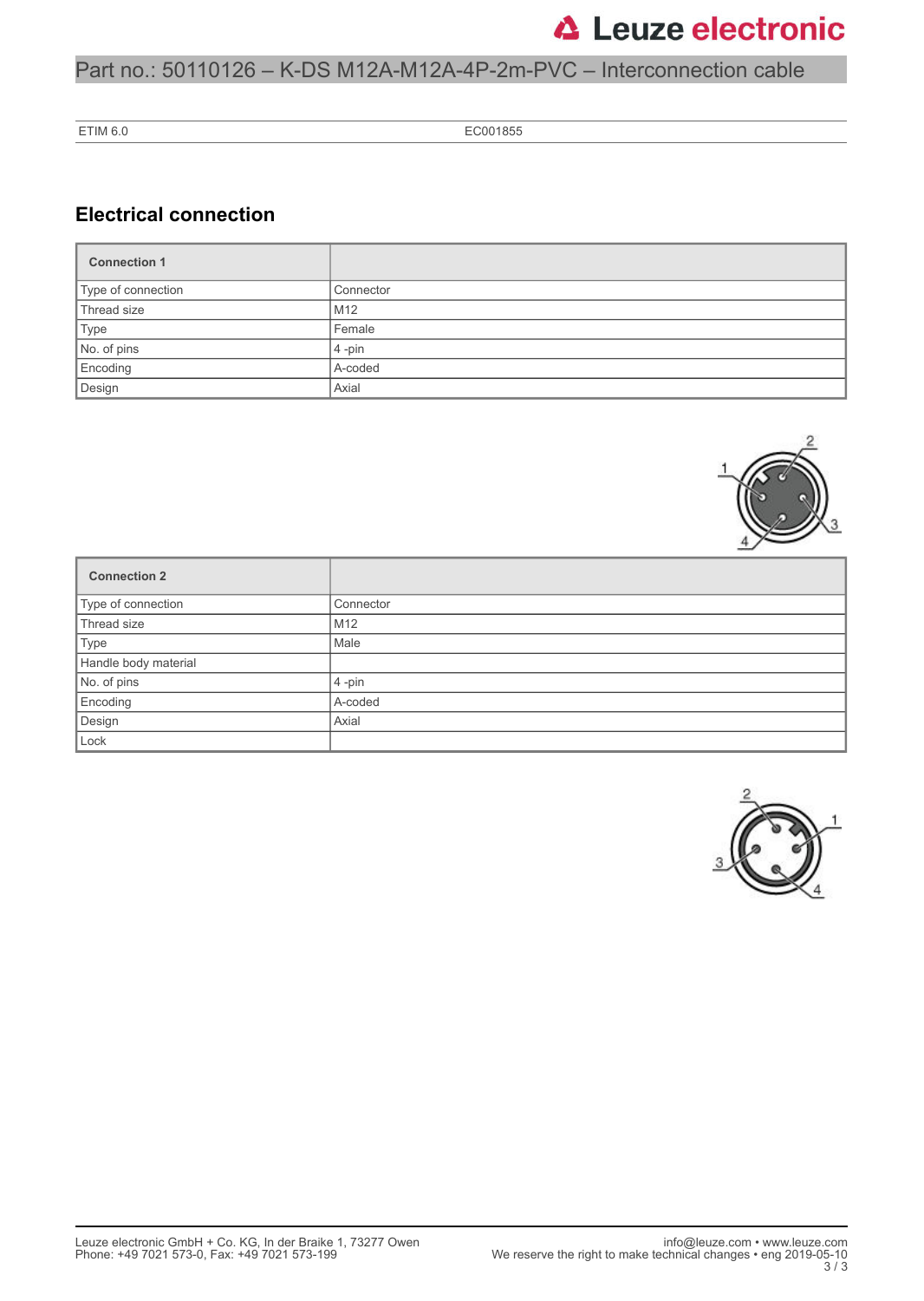| | |
|---|---|
| ETIM 6.0 | EC001855 |

## Electrical connection

| Connection 1 | |
|---|---|
| Type of connection | Connector |
| Thread size | M12 |
| Type | Female |
| No. of pins | 4 -pin |
| Encoding | A-coded |
| Design | Axial |

2
1
3
4

| Connection 2 | |
|---|---|
| Type of connection | Connector |
| Thread size | M12 |
| Type | Male |
| Handle body material | |
| No. of pins | 4 -pin |
| Encoding | A-coded |
| Design | Axial |
| Lock | |

2
1
3
4

Leuze electronic GmbH + Co. KG, In der Braike 1, 73277 Owen
Phone: +49 7021 573-0, Fax: +49 7021 573-199

info@leuze.com • www.leuze.com
We reserve the right to make technical changes • eng 2019-05-10